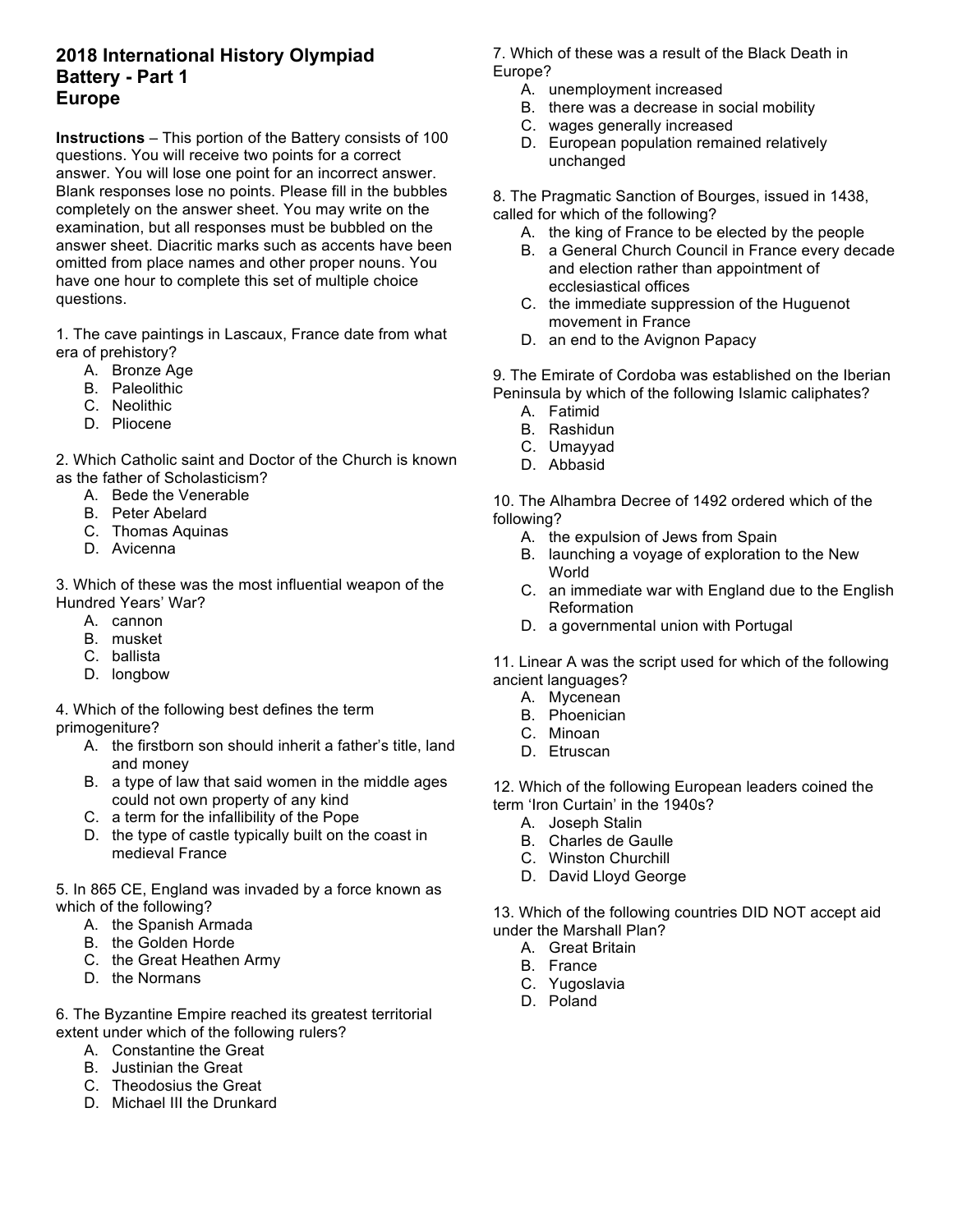# 2018 International History Olympiad
## Battery - Part 1
## Europe

**Instructions** – This portion of the Battery consists of 100 questions. You will receive two points for a correct answer. You will lose one point for an incorrect answer. Blank responses lose no points. Please fill in the bubbles completely on the answer sheet. You may write on the examination, but all responses must be bubbled on the answer sheet. Diacritic marks such as accents have been omitted from place names and other proper nouns. You have one hour to complete this set of multiple choice questions.

1. The cave paintings in Lascaux, France date from what era of prehistory?
   A. Bronze Age
   B. Paleolithic
   C. Neolithic
   D. Pliocene

2. Which Catholic saint and Doctor of the Church is known as the father of Scholasticism?
   A. Bede the Venerable
   B. Peter Abelard
   C. Thomas Aquinas
   D. Avicenna

3. Which of these was the most influential weapon of the Hundred Years' War?
   A. cannon
   B. musket
   C. ballista
   D. longbow

4. Which of the following best defines the term primogeniture?
   A. the firstborn son should inherit a father's title, land and money
   B. a type of law that said women in the middle ages could not own property of any kind
   C. a term for the infallibility of the Pope
   D. the type of castle typically built on the coast in medieval France

5. In 865 CE, England was invaded by a force known as which of the following?
   A. the Spanish Armada
   B. the Golden Horde
   C. the Great Heathen Army
   D. the Normans

6. The Byzantine Empire reached its greatest territorial extent under which of the following rulers?
   A. Constantine the Great
   B. Justinian the Great
   C. Theodosius the Great
   D. Michael III the Drunkard

7. Which of these was a result of the Black Death in Europe?
   A. unemployment increased
   B. there was a decrease in social mobility
   C. wages generally increased
   D. European population remained relatively unchanged

8. The Pragmatic Sanction of Bourges, issued in 1438, called for which of the following?
   A. the king of France to be elected by the people
   B. a General Church Council in France every decade and election rather than appointment of ecclesiastical offices
   C. the immediate suppression of the Huguenot movement in France
   D. an end to the Avignon Papacy

9. The Emirate of Cordoba was established on the Iberian Peninsula by which of the following Islamic caliphates?
   A. Fatimid
   B. Rashidun
   C. Umayyad
   D. Abbasid

10. The Alhambra Decree of 1492 ordered which of the following?
    A. the expulsion of Jews from Spain
    B. launching a voyage of exploration to the New World
    C. an immediate war with England due to the English Reformation
    D. a governmental union with Portugal

11. Linear A was the script used for which of the following ancient languages?
    A. Mycenean
    B. Phoenician
    C. Minoan
    D. Etruscan

12. Which of the following European leaders coined the term 'Iron Curtain' in the 1940s?
    A. Joseph Stalin
    B. Charles de Gaulle
    C. Winston Churchill
    D. David Lloyd George

13. Which of the following countries DID NOT accept aid under the Marshall Plan?
    A. Great Britain
    B. France
    C. Yugoslavia
    D. Poland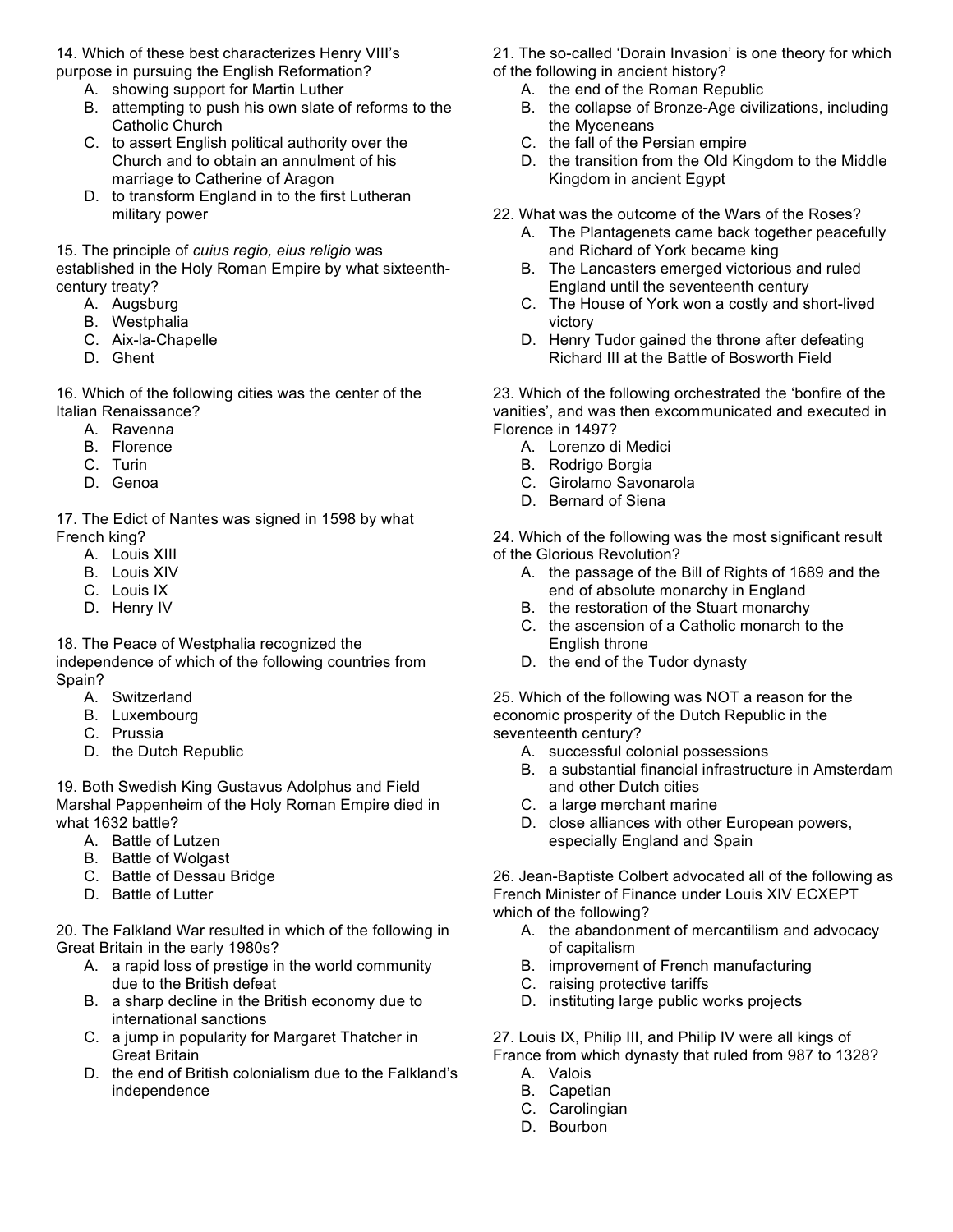14. Which of these best characterizes Henry VIII's purpose in pursuing the English Reformation?

A. showing support for Martin Luther
B. attempting to push his own slate of reforms to the Catholic Church
C. to assert English political authority over the Church and to obtain an annulment of his marriage to Catherine of Aragon
D. to transform England in to the first Lutheran military power

15. The principle of *cuius regio, eius religio* was established in the Holy Roman Empire by what sixteenth-century treaty?

A. Augsburg
B. Westphalia
C. Aix-la-Chapelle
D. Ghent

16. Which of the following cities was the center of the Italian Renaissance?

A. Ravenna
B. Florence
C. Turin
D. Genoa

17. The Edict of Nantes was signed in 1598 by what French king?

A. Louis XIII
B. Louis XIV
C. Louis IX
D. Henry IV

18. The Peace of Westphalia recognized the independence of which of the following countries from Spain?

A. Switzerland
B. Luxembourg
C. Prussia
D. the Dutch Republic

19. Both Swedish King Gustavus Adolphus and Field Marshal Pappenheim of the Holy Roman Empire died in what 1632 battle?

A. Battle of Lutzen
B. Battle of Wolgast
C. Battle of Dessau Bridge
D. Battle of Lutter

20. The Falkland War resulted in which of the following in Great Britain in the early 1980s?

A. a rapid loss of prestige in the world community due to the British defeat
B. a sharp decline in the British economy due to international sanctions
C. a jump in popularity for Margaret Thatcher in Great Britain
D. the end of British colonialism due to the Falkland's independence

21. The so-called 'Dorain Invasion' is one theory for which of the following in ancient history?

A. the end of the Roman Republic
B. the collapse of Bronze-Age civilizations, including the Myceneans
C. the fall of the Persian empire
D. the transition from the Old Kingdom to the Middle Kingdom in ancient Egypt

22. What was the outcome of the Wars of the Roses?

A. The Plantagenets came back together peacefully and Richard of York became king
B. The Lancasters emerged victorious and ruled England until the seventeenth century
C. The House of York won a costly and short-lived victory
D. Henry Tudor gained the throne after defeating Richard III at the Battle of Bosworth Field

23. Which of the following orchestrated the 'bonfire of the vanities', and was then excommunicated and executed in Florence in 1497?

A. Lorenzo di Medici
B. Rodrigo Borgia
C. Girolamo Savonarola
D. Bernard of Siena

24. Which of the following was the most significant result of the Glorious Revolution?

A. the passage of the Bill of Rights of 1689 and the end of absolute monarchy in England
B. the restoration of the Stuart monarchy
C. the ascension of a Catholic monarch to the English throne
D. the end of the Tudor dynasty

25. Which of the following was NOT a reason for the economic prosperity of the Dutch Republic in the seventeenth century?

A. successful colonial possessions
B. a substantial financial infrastructure in Amsterdam and other Dutch cities
C. a large merchant marine
D. close alliances with other European powers, especially England and Spain

26. Jean-Baptiste Colbert advocated all of the following as French Minister of Finance under Louis XIV ECXEPT which of the following?

A. the abandonment of mercantilism and advocacy of capitalism
B. improvement of French manufacturing
C. raising protective tariffs
D. instituting large public works projects

27. Louis IX, Philip III, and Philip IV were all kings of France from which dynasty that ruled from 987 to 1328?

A. Valois
B. Capetian
C. Carolingian
D. Bourbon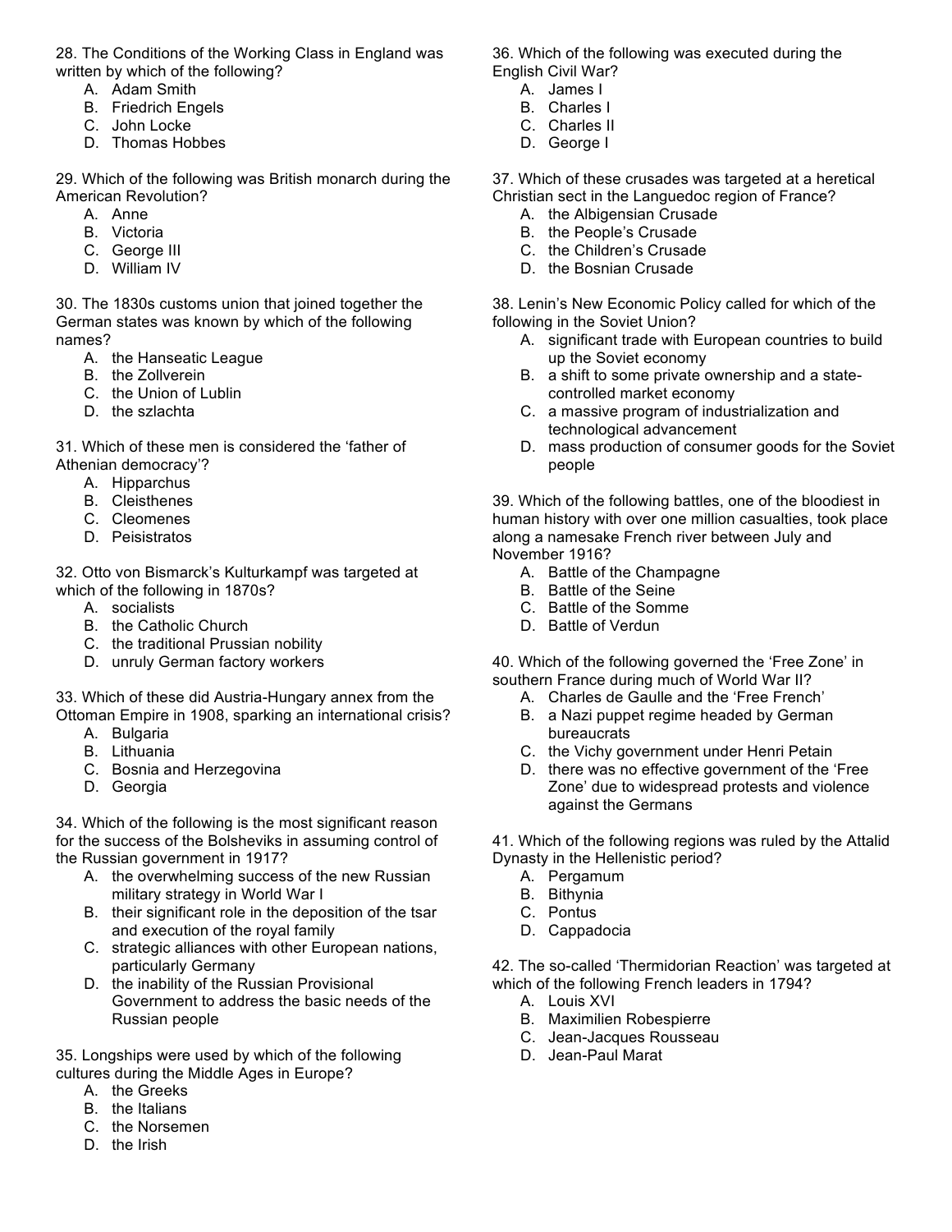28. The Conditions of the Working Class in England was written by which of the following?

A. Adam Smith
B. Friedrich Engels
C. John Locke
D. Thomas Hobbes

29. Which of the following was British monarch during the American Revolution?

A. Anne
B. Victoria
C. George III
D. William IV

30. The 1830s customs union that joined together the German states was known by which of the following names?

A. the Hanseatic League
B. the Zollverein
C. the Union of Lublin
D. the szlachta

31. Which of these men is considered the 'father of Athenian democracy'?

A. Hipparchus
B. Cleisthenes
C. Cleomenes
D. Peisistratos

32. Otto von Bismarck's Kulturkampf was targeted at which of the following in 1870s?

A. socialists
B. the Catholic Church
C. the traditional Prussian nobility
D. unruly German factory workers

33. Which of these did Austria-Hungary annex from the Ottoman Empire in 1908, sparking an international crisis?

A. Bulgaria
B. Lithuania
C. Bosnia and Herzegovina
D. Georgia

34. Which of the following is the most significant reason for the success of the Bolsheviks in assuming control of the Russian government in 1917?

A. the overwhelming success of the new Russian military strategy in World War I
B. their significant role in the deposition of the tsar and execution of the royal family
C. strategic alliances with other European nations, particularly Germany
D. the inability of the Russian Provisional Government to address the basic needs of the Russian people

35. Longships were used by which of the following cultures during the Middle Ages in Europe?

A. the Greeks
B. the Italians
C. the Norsemen
D. the Irish

36. Which of the following was executed during the English Civil War?

A. James I
B. Charles I
C. Charles II
D. George I

37. Which of these crusades was targeted at a heretical Christian sect in the Languedoc region of France?

A. the Albigensian Crusade
B. the People's Crusade
C. the Children's Crusade
D. the Bosnian Crusade

38. Lenin's New Economic Policy called for which of the following in the Soviet Union?

A. significant trade with European countries to build up the Soviet economy
B. a shift to some private ownership and a state-controlled market economy
C. a massive program of industrialization and technological advancement
D. mass production of consumer goods for the Soviet people

39. Which of the following battles, one of the bloodiest in human history with over one million casualties, took place along a namesake French river between July and November 1916?

A. Battle of the Champagne
B. Battle of the Seine
C. Battle of the Somme
D. Battle of Verdun

40. Which of the following governed the 'Free Zone' in southern France during much of World War II?

A. Charles de Gaulle and the 'Free French'
B. a Nazi puppet regime headed by German bureaucrats
C. the Vichy government under Henri Petain
D. there was no effective government of the 'Free Zone' due to widespread protests and violence against the Germans

41. Which of the following regions was ruled by the Attalid Dynasty in the Hellenistic period?

A. Pergamum
B. Bithynia
C. Pontus
D. Cappadocia

42. The so-called 'Thermidorian Reaction' was targeted at which of the following French leaders in 1794?

A. Louis XVI
B. Maximilien Robespierre
C. Jean-Jacques Rousseau
D. Jean-Paul Marat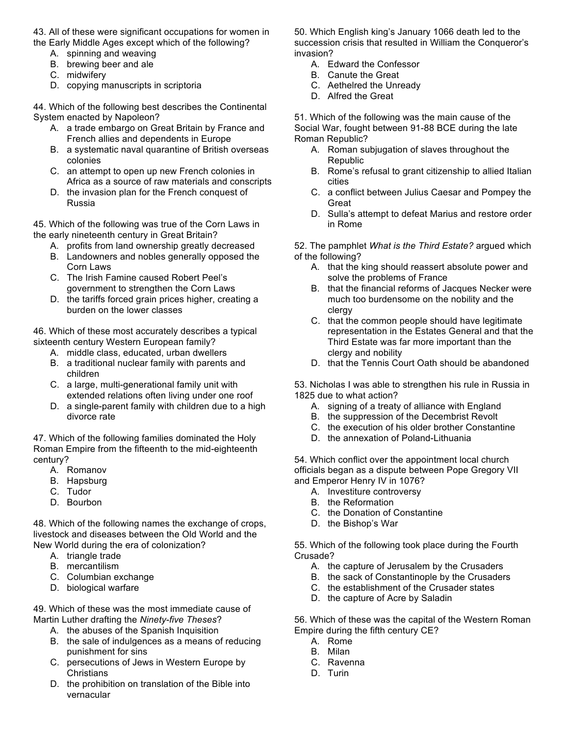43. All of these were significant occupations for women in the Early Middle Ages except which of the following?

A. spinning and weaving
B. brewing beer and ale
C. midwifery
D. copying manuscripts in scriptoria

44. Which of the following best describes the Continental System enacted by Napoleon?

A. a trade embargo on Great Britain by France and French allies and dependents in Europe
B. a systematic naval quarantine of British overseas colonies
C. an attempt to open up new French colonies in Africa as a source of raw materials and conscripts
D. the invasion plan for the French conquest of Russia

45. Which of the following was true of the Corn Laws in the early nineteenth century in Great Britain?

A. profits from land ownership greatly decreased
B. Landowners and nobles generally opposed the Corn Laws
C. The Irish Famine caused Robert Peel's government to strengthen the Corn Laws
D. the tariffs forced grain prices higher, creating a burden on the lower classes

46. Which of these most accurately describes a typical sixteenth century Western European family?

A. middle class, educated, urban dwellers
B. a traditional nuclear family with parents and children
C. a large, multi-generational family unit with extended relations often living under one roof
D. a single-parent family with children due to a high divorce rate

47. Which of the following families dominated the Holy Roman Empire from the fifteenth to the mid-eighteenth century?

A. Romanov
B. Hapsburg
C. Tudor
D. Bourbon

48. Which of the following names the exchange of crops, livestock and diseases between the Old World and the New World during the era of colonization?

A. triangle trade
B. mercantilism
C. Columbian exchange
D. biological warfare

49. Which of these was the most immediate cause of Martin Luther drafting the *Ninety-five Theses*?

A. the abuses of the Spanish Inquisition
B. the sale of indulgences as a means of reducing punishment for sins
C. persecutions of Jews in Western Europe by Christians
D. the prohibition on translation of the Bible into vernacular

50. Which English king's January 1066 death led to the succession crisis that resulted in William the Conqueror's invasion?

A. Edward the Confessor
B. Canute the Great
C. Aethelred the Unready
D. Alfred the Great

51. Which of the following was the main cause of the Social War, fought between 91-88 BCE during the late Roman Republic?

A. Roman subjugation of slaves throughout the Republic
B. Rome's refusal to grant citizenship to allied Italian cities
C. a conflict between Julius Caesar and Pompey the Great
D. Sulla's attempt to defeat Marius and restore order in Rome

52. The pamphlet *What is the Third Estate?* argued which of the following?

A. that the king should reassert absolute power and solve the problems of France
B. that the financial reforms of Jacques Necker were much too burdensome on the nobility and the clergy
C. that the common people should have legitimate representation in the Estates General and that the Third Estate was far more important than the clergy and nobility
D. that the Tennis Court Oath should be abandoned

53. Nicholas I was able to strengthen his rule in Russia in 1825 due to what action?

A. signing of a treaty of alliance with England
B. the suppression of the Decembrist Revolt
C. the execution of his older brother Constantine
D. the annexation of Poland-Lithuania

54. Which conflict over the appointment local church officials began as a dispute between Pope Gregory VII and Emperor Henry IV in 1076?

A. Investiture controversy
B. the Reformation
C. the Donation of Constantine
D. the Bishop's War

55. Which of the following took place during the Fourth Crusade?

A. the capture of Jerusalem by the Crusaders
B. the sack of Constantinople by the Crusaders
C. the establishment of the Crusader states
D. the capture of Acre by Saladin

56. Which of these was the capital of the Western Roman Empire during the fifth century CE?

A. Rome
B. Milan
C. Ravenna
D. Turin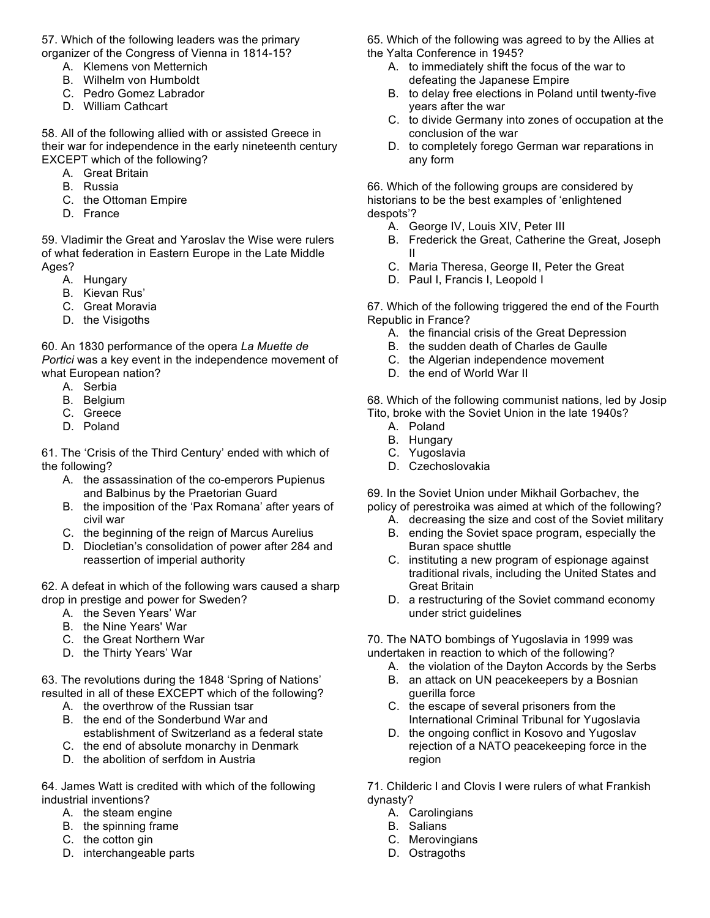57. Which of the following leaders was the primary organizer of the Congress of Vienna in 1814-15?

A. Klemens von Metternich
B. Wilhelm von Humboldt
C. Pedro Gomez Labrador
D. William Cathcart

58. All of the following allied with or assisted Greece in their war for independence in the early nineteenth century EXCEPT which of the following?

A. Great Britain
B. Russia
C. the Ottoman Empire
D. France

59. Vladimir the Great and Yaroslav the Wise were rulers of what federation in Eastern Europe in the Late Middle Ages?

A. Hungary
B. Kievan Rus'
C. Great Moravia
D. the Visigoths

60. An 1830 performance of the opera *La Muette de Portici* was a key event in the independence movement of what European nation?

A. Serbia
B. Belgium
C. Greece
D. Poland

61. The 'Crisis of the Third Century' ended with which of the following?

A. the assassination of the co-emperors Pupienus and Balbinus by the Praetorian Guard
B. the imposition of the 'Pax Romana' after years of civil war
C. the beginning of the reign of Marcus Aurelius
D. Diocletian's consolidation of power after 284 and reassertion of imperial authority

62. A defeat in which of the following wars caused a sharp drop in prestige and power for Sweden?

A. the Seven Years' War
B. the Nine Years' War
C. the Great Northern War
D. the Thirty Years' War

63. The revolutions during the 1848 'Spring of Nations' resulted in all of these EXCEPT which of the following?

A. the overthrow of the Russian tsar
B. the end of the Sonderbund War and establishment of Switzerland as a federal state
C. the end of absolute monarchy in Denmark
D. the abolition of serfdom in Austria

64. James Watt is credited with which of the following industrial inventions?

A. the steam engine
B. the spinning frame
C. the cotton gin
D. interchangeable parts

65. Which of the following was agreed to by the Allies at the Yalta Conference in 1945?

A. to immediately shift the focus of the war to defeating the Japanese Empire
B. to delay free elections in Poland until twenty-five years after the war
C. to divide Germany into zones of occupation at the conclusion of the war
D. to completely forego German war reparations in any form

66. Which of the following groups are considered by historians to be the best examples of 'enlightened despots'?

A. George IV, Louis XIV, Peter III
B. Frederick the Great, Catherine the Great, Joseph II
C. Maria Theresa, George II, Peter the Great
D. Paul I, Francis I, Leopold I

67. Which of the following triggered the end of the Fourth Republic in France?

A. the financial crisis of the Great Depression
B. the sudden death of Charles de Gaulle
C. the Algerian independence movement
D. the end of World War II

68. Which of the following communist nations, led by Josip Tito, broke with the Soviet Union in the late 1940s?

A. Poland
B. Hungary
C. Yugoslavia
D. Czechoslovakia

69. In the Soviet Union under Mikhail Gorbachev, the policy of perestroika was aimed at which of the following?

A. decreasing the size and cost of the Soviet military
B. ending the Soviet space program, especially the Buran space shuttle
C. instituting a new program of espionage against traditional rivals, including the United States and Great Britain
D. a restructuring of the Soviet command economy under strict guidelines

70. The NATO bombings of Yugoslavia in 1999 was undertaken in reaction to which of the following?

A. the violation of the Dayton Accords by the Serbs
B. an attack on UN peacekeepers by a Bosnian guerilla force
C. the escape of several prisoners from the International Criminal Tribunal for Yugoslavia
D. the ongoing conflict in Kosovo and Yugoslav rejection of a NATO peacekeeping force in the region

71. Childeric I and Clovis I were rulers of what Frankish dynasty?

A. Carolingians
B. Salians
C. Merovingians
D. Ostragoths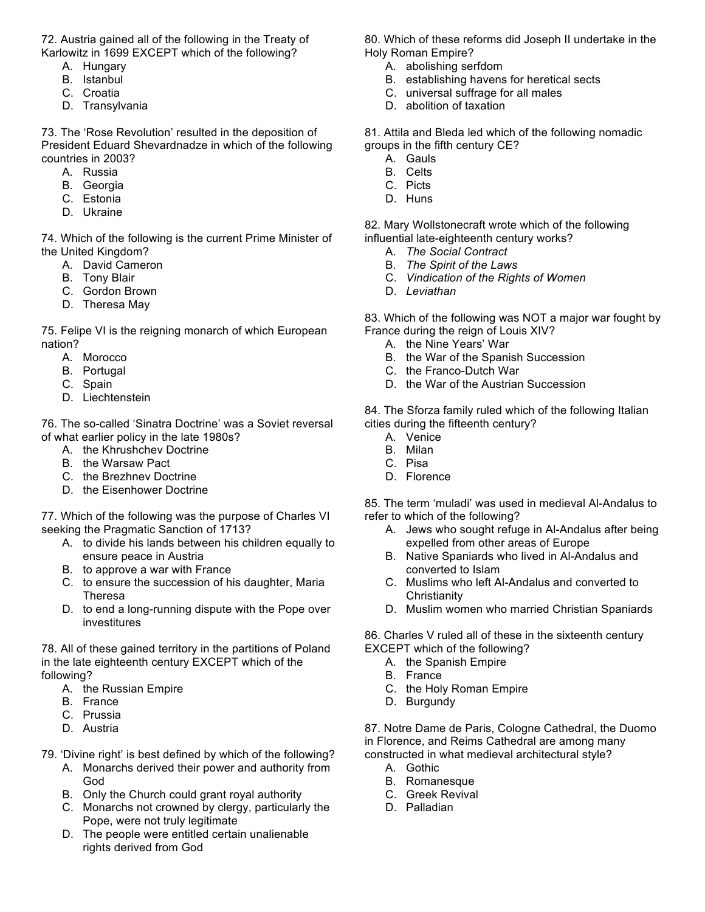72. Austria gained all of the following in the Treaty of Karlowitz in 1699 EXCEPT which of the following?

A. Hungary
B. Istanbul
C. Croatia
D. Transylvania

73. The 'Rose Revolution' resulted in the deposition of President Eduard Shevardnadze in which of the following countries in 2003?

A. Russia
B. Georgia
C. Estonia
D. Ukraine

74. Which of the following is the current Prime Minister of the United Kingdom?

A. David Cameron
B. Tony Blair
C. Gordon Brown
D. Theresa May

75. Felipe VI is the reigning monarch of which European nation?

A. Morocco
B. Portugal
C. Spain
D. Liechtenstein

76. The so-called 'Sinatra Doctrine' was a Soviet reversal of what earlier policy in the late 1980s?

A. the Khrushchev Doctrine
B. the Warsaw Pact
C. the Brezhnev Doctrine
D. the Eisenhower Doctrine

77. Which of the following was the purpose of Charles VI seeking the Pragmatic Sanction of 1713?

A. to divide his lands between his children equally to ensure peace in Austria
B. to approve a war with France
C. to ensure the succession of his daughter, Maria Theresa
D. to end a long-running dispute with the Pope over investitures

78. All of these gained territory in the partitions of Poland in the late eighteenth century EXCEPT which of the following?

A. the Russian Empire
B. France
C. Prussia
D. Austria

79. 'Divine right' is best defined by which of the following?

A. Monarchs derived their power and authority from God
B. Only the Church could grant royal authority
C. Monarchs not crowned by clergy, particularly the Pope, were not truly legitimate
D. The people were entitled certain unalienable rights derived from God

80. Which of these reforms did Joseph II undertake in the Holy Roman Empire?

A. abolishing serfdom
B. establishing havens for heretical sects
C. universal suffrage for all males
D. abolition of taxation

81. Attila and Bleda led which of the following nomadic groups in the fifth century CE?

A. Gauls
B. Celts
C. Picts
D. Huns

82. Mary Wollstonecraft wrote which of the following influential late-eighteenth century works?

A. *The Social Contract*
B. *The Spirit of the Laws*
C. *Vindication of the Rights of Women*
D. *Leviathan*

83. Which of the following was NOT a major war fought by France during the reign of Louis XIV?

A. the Nine Years' War
B. the War of the Spanish Succession
C. the Franco-Dutch War
D. the War of the Austrian Succession

84. The Sforza family ruled which of the following Italian cities during the fifteenth century?

A. Venice
B. Milan
C. Pisa
D. Florence

85. The term 'muladi' was used in medieval Al-Andalus to refer to which of the following?

A. Jews who sought refuge in Al-Andalus after being expelled from other areas of Europe
B. Native Spaniards who lived in Al-Andalus and converted to Islam
C. Muslims who left Al-Andalus and converted to Christianity
D. Muslim women who married Christian Spaniards

86. Charles V ruled all of these in the sixteenth century EXCEPT which of the following?

A. the Spanish Empire
B. France
C. the Holy Roman Empire
D. Burgundy

87. Notre Dame de Paris, Cologne Cathedral, the Duomo in Florence, and Reims Cathedral are among many constructed in what medieval architectural style?

A. Gothic
B. Romanesque
C. Greek Revival
D. Palladian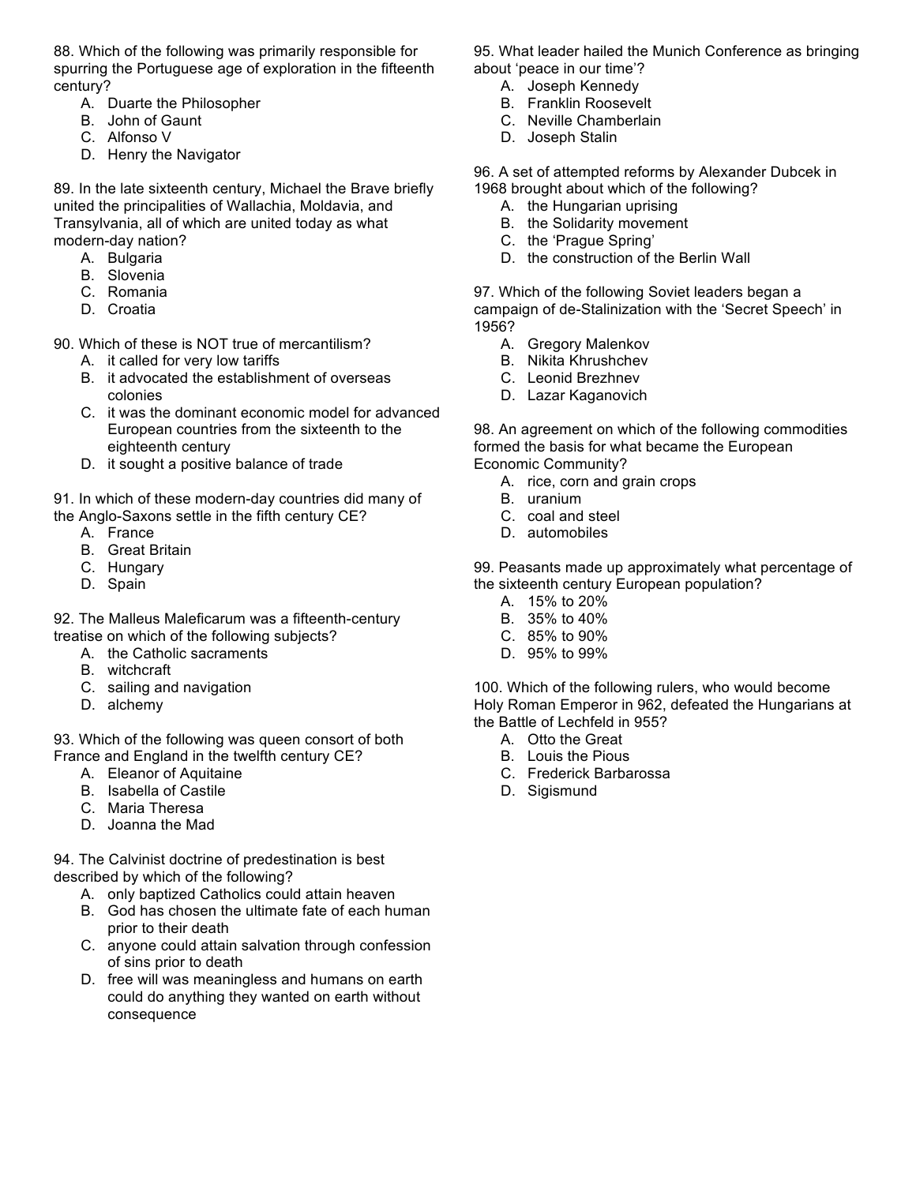88. Which of the following was primarily responsible for spurring the Portuguese age of exploration in the fifteenth century?

A. Duarte the Philosopher
B. John of Gaunt
C. Alfonso V
D. Henry the Navigator

89. In the late sixteenth century, Michael the Brave briefly united the principalities of Wallachia, Moldavia, and Transylvania, all of which are united today as what modern-day nation?

A. Bulgaria
B. Slovenia
C. Romania
D. Croatia

90. Which of these is NOT true of mercantilism?

A. it called for very low tariffs
B. it advocated the establishment of overseas colonies
C. it was the dominant economic model for advanced European countries from the sixteenth to the eighteenth century
D. it sought a positive balance of trade

91. In which of these modern-day countries did many of the Anglo-Saxons settle in the fifth century CE?

A. France
B. Great Britain
C. Hungary
D. Spain

92. The Malleus Maleficarum was a fifteenth-century treatise on which of the following subjects?

A. the Catholic sacraments
B. witchcraft
C. sailing and navigation
D. alchemy

93. Which of the following was queen consort of both France and England in the twelfth century CE?

A. Eleanor of Aquitaine
B. Isabella of Castile
C. Maria Theresa
D. Joanna the Mad

94. The Calvinist doctrine of predestination is best described by which of the following?

A. only baptized Catholics could attain heaven
B. God has chosen the ultimate fate of each human prior to their death
C. anyone could attain salvation through confession of sins prior to death
D. free will was meaningless and humans on earth could do anything they wanted on earth without consequence

95. What leader hailed the Munich Conference as bringing about 'peace in our time'?

A. Joseph Kennedy
B. Franklin Roosevelt
C. Neville Chamberlain
D. Joseph Stalin

96. A set of attempted reforms by Alexander Dubcek in 1968 brought about which of the following?

A. the Hungarian uprising
B. the Solidarity movement
C. the 'Prague Spring'
D. the construction of the Berlin Wall

97. Which of the following Soviet leaders began a campaign of de-Stalinization with the 'Secret Speech' in 1956?

A. Gregory Malenkov
B. Nikita Khrushchev
C. Leonid Brezhnev
D. Lazar Kaganovich

98. An agreement on which of the following commodities formed the basis for what became the European Economic Community?

A. rice, corn and grain crops
B. uranium
C. coal and steel
D. automobiles

99. Peasants made up approximately what percentage of the sixteenth century European population?

A. 15% to 20%
B. 35% to 40%
C. 85% to 90%
D. 95% to 99%

100. Which of the following rulers, who would become Holy Roman Emperor in 962, defeated the Hungarians at the Battle of Lechfeld in 955?

A. Otto the Great
B. Louis the Pious
C. Frederick Barbarossa
D. Sigismund